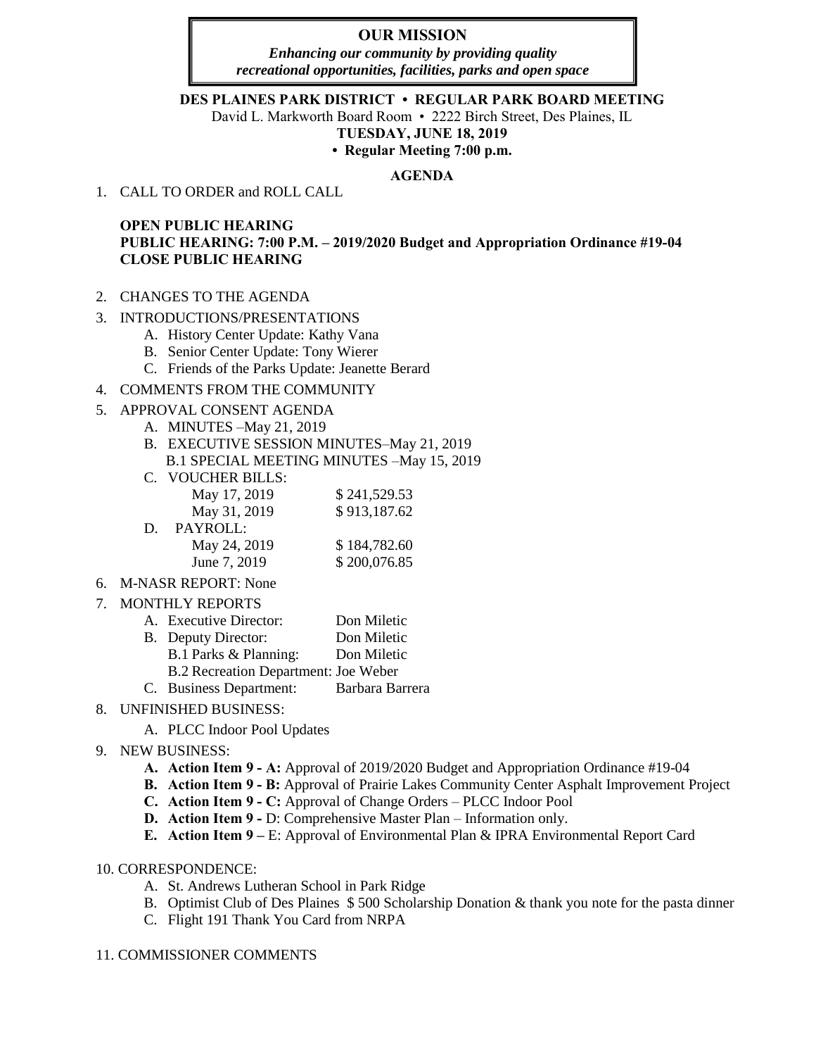# OUR MISSION

***Enhancing our community by providing quality recreational opportunities, facilities, parks and open space***

**DES PLAINES PARK DISTRICT • REGULAR PARK BOARD MEETING**

David L. Markworth Board Room • 2222 Birch Street, Des Plaines, IL

**TUESDAY, JUNE 18, 2019**

**• Regular Meeting 7:00 p.m.**

**AGENDA**

1. CALL TO ORDER and ROLL CALL

   **OPEN PUBLIC HEARING**
   **PUBLIC HEARING: 7:00 P.M. – 2019/2020 Budget and Appropriation Ordinance #19-04**
   **CLOSE PUBLIC HEARING**

2. CHANGES TO THE AGENDA
3. INTRODUCTIONS/PRESENTATIONS
   - A. History Center Update: Kathy Vana
   - B. Senior Center Update: Tony Wierer
   - C. Friends of the Parks Update: Jeanette Berard
4. COMMENTS FROM THE COMMUNITY
5. APPROVAL CONSENT AGENDA
   - A. MINUTES –May 21, 2019
   - B. EXECUTIVE SESSION MINUTES–May 21, 2019
     - B.1 SPECIAL MEETING MINUTES –May 15, 2019
   - C. VOUCHER BILLS:

     | | |
     |---|---|
     | May 17, 2019 | $ 241,529.53 |
     | May 31, 2019 | $ 913,187.62 |

   - D. PAYROLL:

     | | |
     |---|---|
     | May 24, 2019 | $ 184,782.60 |
     | June 7, 2019 | $ 200,076.85 |

6. M-NASR REPORT: None
7. MONTHLY REPORTS
   - A. Executive Director: Don Miletic
   - B. Deputy Director: Don Miletic
     - B.1 Parks & Planning: Don Miletic
     - B.2 Recreation Department: Joe Weber
   - C. Business Department: Barbara Barrera
8. UNFINISHED BUSINESS:
   - A. PLCC Indoor Pool Updates
9. NEW BUSINESS:
   - **A. Action Item 9 - A:** Approval of 2019/2020 Budget and Appropriation Ordinance #19-04
   - **B. Action Item 9 - B:** Approval of Prairie Lakes Community Center Asphalt Improvement Project
   - **C. Action Item 9 - C:** Approval of Change Orders – PLCC Indoor Pool
   - **D. Action Item 9 -** D: Comprehensive Master Plan – Information only.
   - **E. Action Item 9 –** E: Approval of Environmental Plan & IPRA Environmental Report Card
10. CORRESPONDENCE:
    - A. St. Andrews Lutheran School in Park Ridge
    - B. Optimist Club of Des Plaines $ 500 Scholarship Donation & thank you note for the pasta dinner
    - C. Flight 191 Thank You Card from NRPA
11. COMMISSIONER COMMENTS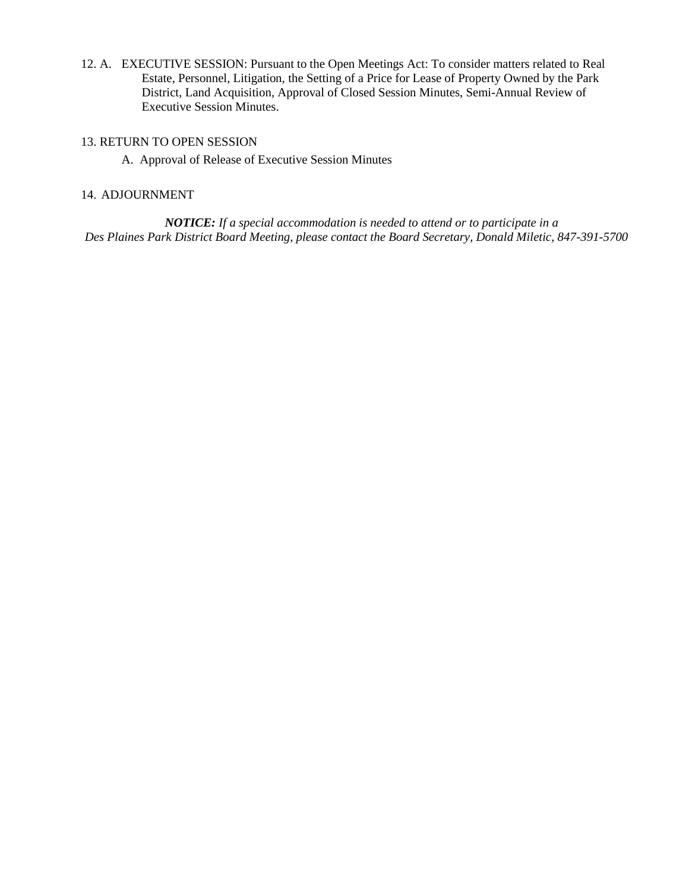12. A. EXECUTIVE SESSION: Pursuant to the Open Meetings Act: To consider matters related to Real Estate, Personnel, Litigation, the Setting of a Price for Lease of Property Owned by the Park District, Land Acquisition, Approval of Closed Session Minutes, Semi-Annual Review of Executive Session Minutes.

13. RETURN TO OPEN SESSION

    A. Approval of Release of Executive Session Minutes

14. ADJOURNMENT

***NOTICE:*** *If a special accommodation is needed to attend or to participate in a Des Plaines Park District Board Meeting, please contact the Board Secretary, Donald Miletic, 847-391-5700*